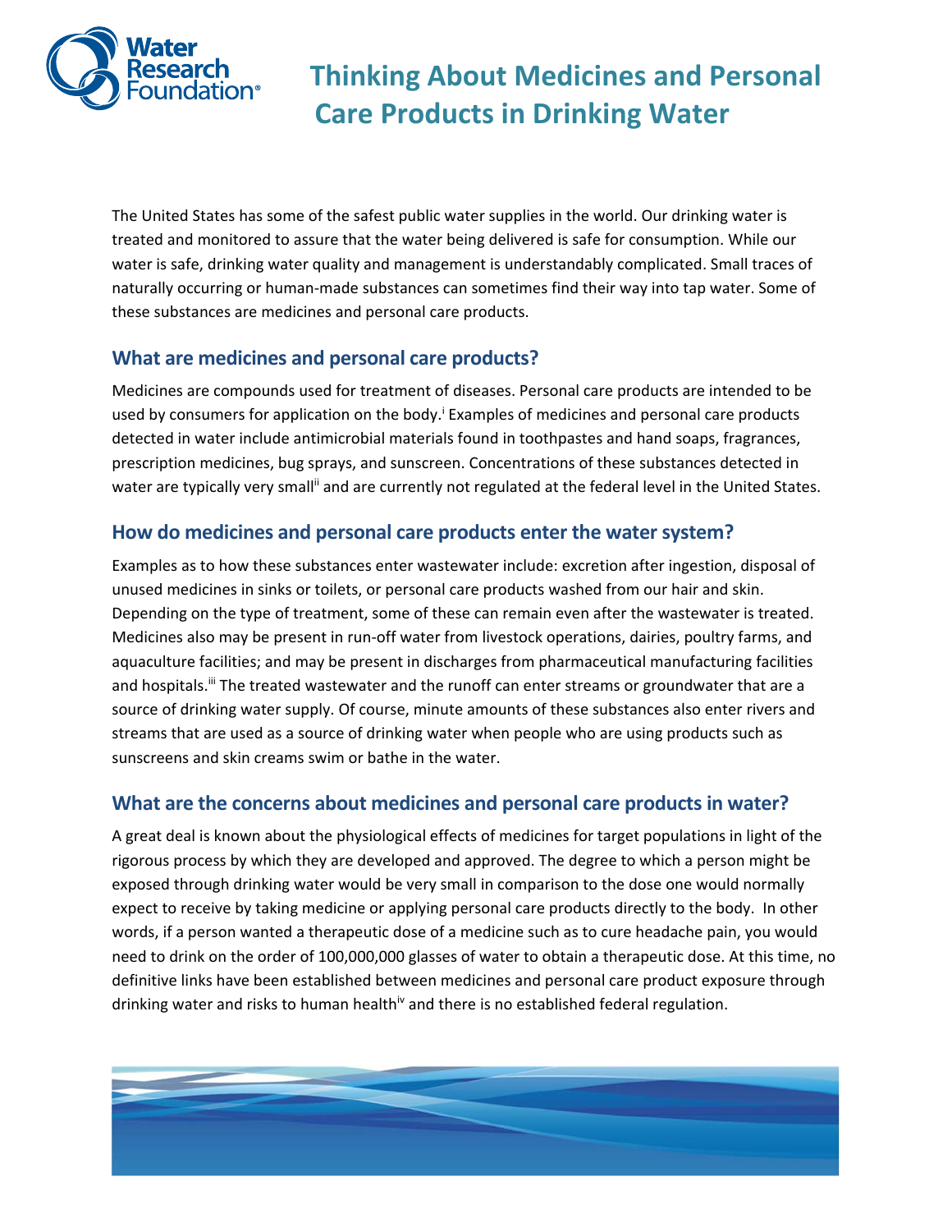# Thinking About Medicines and Personal Care Products in Drinking Water

The United States has some of the safest public water supplies in the world. Our drinking water is treated and monitored to assure that the water being delivered is safe for consumption. While our water is safe, drinking water quality and management is understandably complicated. Small traces of naturally occurring or human-made substances can sometimes find their way into tap water. Some of these substances are medicines and personal care products.

## What are medicines and personal care products?

Medicines are compounds used for treatment of diseases. Personal care products are intended to be used by consumers for application on the body.[i] Examples of medicines and personal care products detected in water include antimicrobial materials found in toothpastes and hand soaps, fragrances, prescription medicines, bug sprays, and sunscreen. Concentrations of these substances detected in water are typically very small[ii] and are currently not regulated at the federal level in the United States.

## How do medicines and personal care products enter the water system?

Examples as to how these substances enter wastewater include: excretion after ingestion, disposal of unused medicines in sinks or toilets, or personal care products washed from our hair and skin. Depending on the type of treatment, some of these can remain even after the wastewater is treated. Medicines also may be present in run-off water from livestock operations, dairies, poultry farms, and aquaculture facilities; and may be present in discharges from pharmaceutical manufacturing facilities and hospitals.[iii] The treated wastewater and the runoff can enter streams or groundwater that are a source of drinking water supply. Of course, minute amounts of these substances also enter rivers and streams that are used as a source of drinking water when people who are using products such as sunscreens and skin creams swim or bathe in the water.

## What are the concerns about medicines and personal care products in water?

A great deal is known about the physiological effects of medicines for target populations in light of the rigorous process by which they are developed and approved. The degree to which a person might be exposed through drinking water would be very small in comparison to the dose one would normally expect to receive by taking medicine or applying personal care products directly to the body. In other words, if a person wanted a therapeutic dose of a medicine such as to cure headache pain, you would need to drink on the order of 100,000,000 glasses of water to obtain a therapeutic dose. At this time, no definitive links have been established between medicines and personal care product exposure through drinking water and risks to human health[iv] and there is no established federal regulation.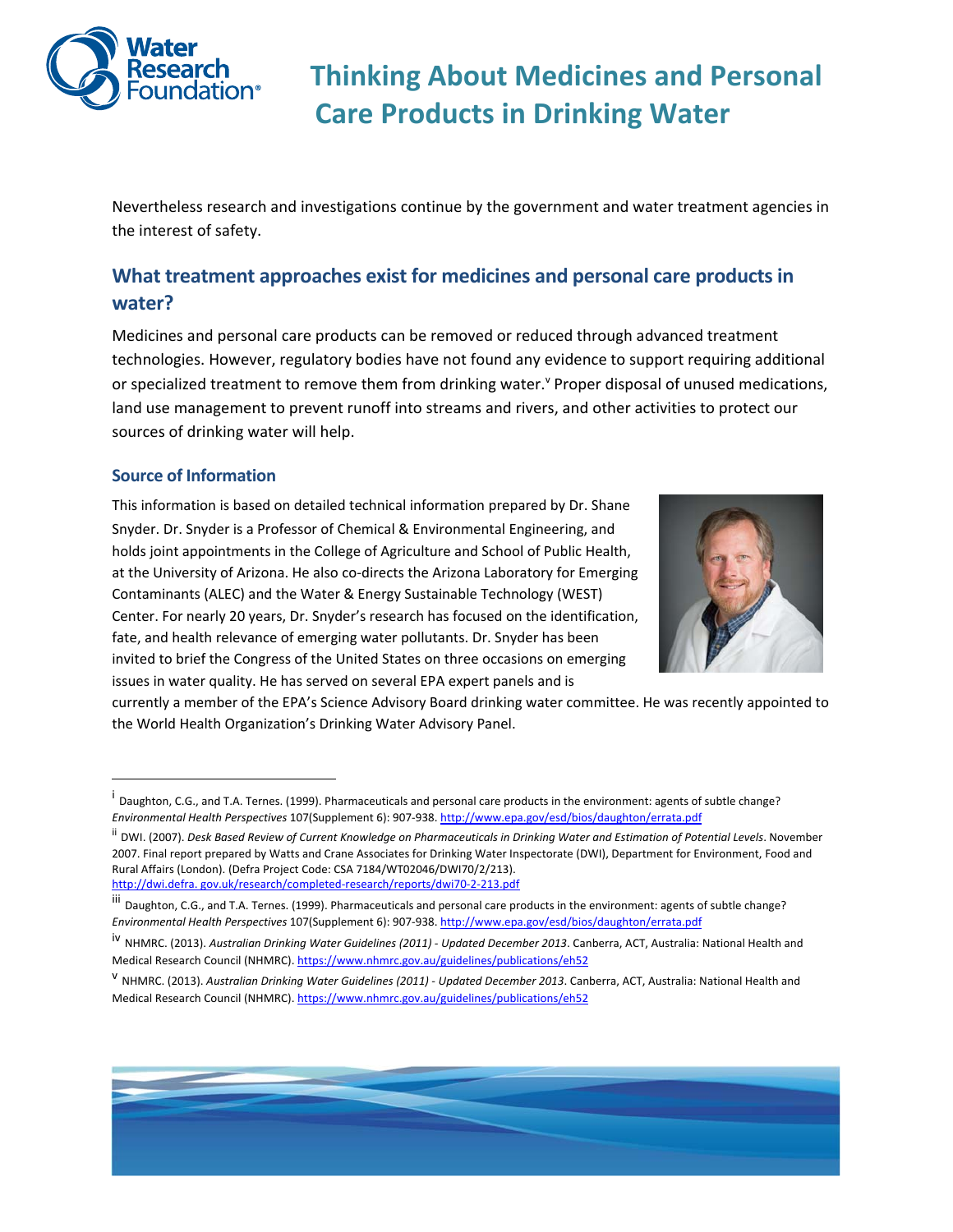Nevertheless research and investigations continue by the government and water treatment agencies in the interest of safety.

## What treatment approaches exist for medicines and personal care products in water?

Medicines and personal care products can be removed or reduced through advanced treatment technologies. However, regulatory bodies have not found any evidence to support requiring additional or specialized treatment to remove them from drinking water.[v] Proper disposal of unused medications, land use management to prevent runoff into streams and rivers, and other activities to protect our sources of drinking water will help.

### Source of Information

This information is based on detailed technical information prepared by Dr. Shane Snyder. Dr. Snyder is a Professor of Chemical & Environmental Engineering, and holds joint appointments in the College of Agriculture and School of Public Health, at the University of Arizona. He also co-directs the Arizona Laboratory for Emerging Contaminants (ALEC) and the Water & Energy Sustainable Technology (WEST) Center. For nearly 20 years, Dr. Snyder's research has focused on the identification, fate, and health relevance of emerging water pollutants. Dr. Snyder has been invited to brief the Congress of the United States on three occasions on emerging issues in water quality. He has served on several EPA expert panels and is currently a member of the EPA's Science Advisory Board drinking water committee. He was recently appointed to the World Health Organization's Drinking Water Advisory Panel.

---

[i] Daughton, C.G., and T.A. Ternes. (1999). Pharmaceuticals and personal care products in the environment: agents of subtle change? *Environmental Health Perspectives* 107(Supplement 6): 907-938. http://www.epa.gov/esd/bios/daughton/errata.pdf

[ii] DWI. (2007). *Desk Based Review of Current Knowledge on Pharmaceuticals in Drinking Water and Estimation of Potential Levels*. November 2007. Final report prepared by Watts and Crane Associates for Drinking Water Inspectorate (DWI), Department for Environment, Food and Rural Affairs (London). (Defra Project Code: CSA 7184/WT02046/DWI70/2/213). http://dwi.defra. gov.uk/research/completed-research/reports/dwi70-2-213.pdf

[iii] Daughton, C.G., and T.A. Ternes. (1999). Pharmaceuticals and personal care products in the environment: agents of subtle change? *Environmental Health Perspectives* 107(Supplement 6): 907-938. http://www.epa.gov/esd/bios/daughton/errata.pdf

[iv] NHMRC. (2013). *Australian Drinking Water Guidelines (2011) - Updated December 2013*. Canberra, ACT, Australia: National Health and Medical Research Council (NHMRC). https://www.nhmrc.gov.au/guidelines/publications/eh52

[v] NHMRC. (2013). *Australian Drinking Water Guidelines (2011) - Updated December 2013*. Canberra, ACT, Australia: National Health and Medical Research Council (NHMRC). https://www.nhmrc.gov.au/guidelines/publications/eh52